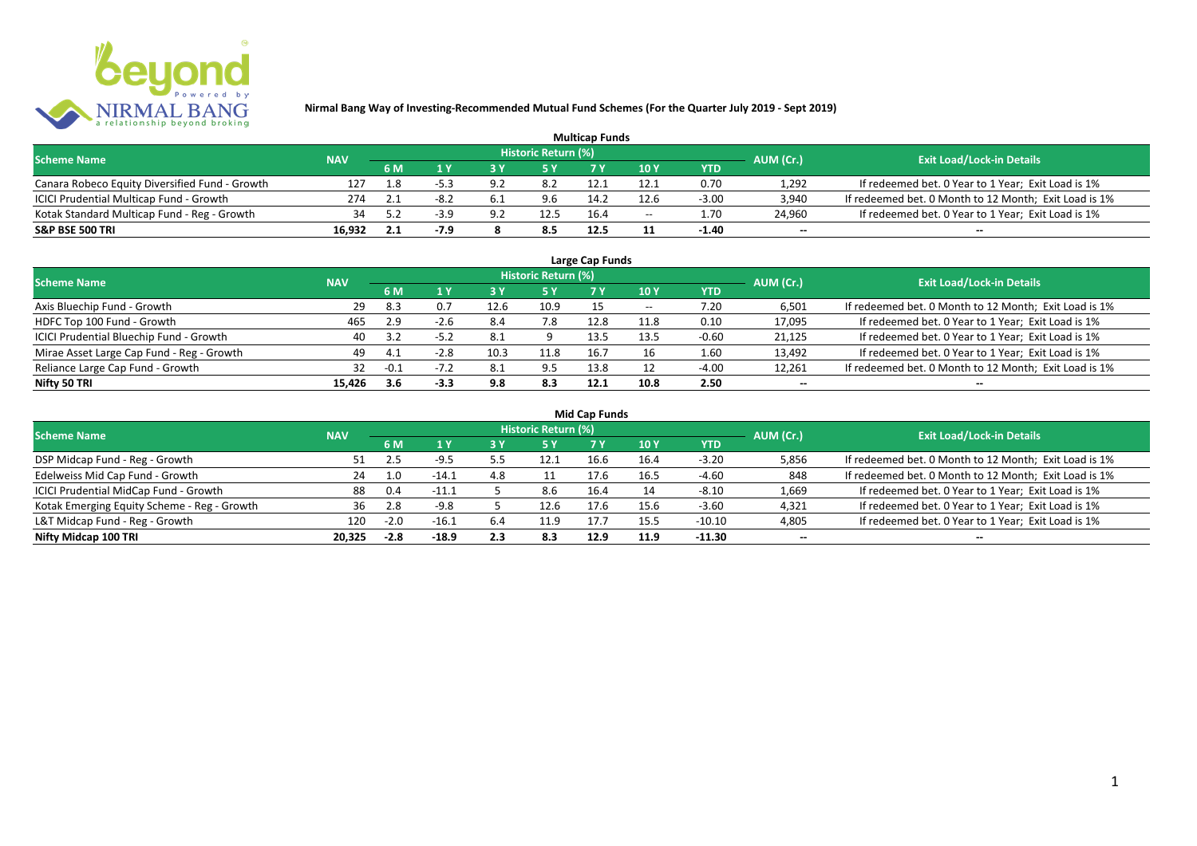# Nirmal Bang Way of Investing-Recommended Mutual Fund Schemes (For the Quarter July 2019 - Sept 2019)

## Multicap Funds

| Scheme Name | NAV | Historic Return (%) | | | | | | | AUM (Cr.) | Exit Load/Lock-in Details |
|---|---|---|---|---|---|---|---|---|---|---|
| | | 6 M | 1 Y | 3 Y | 5 Y | 7 Y | 10 Y | YTD | | |
| Canara Robeco Equity Diversified Fund - Growth | 127 | 1.8 | -5.3 | 9.2 | 8.2 | 12.1 | 12.1 | 0.70 | 1,292 | If redeemed bet. 0 Year to 1 Year; Exit Load is 1% |
| ICICI Prudential Multicap Fund - Growth | 274 | 2.1 | -8.2 | 6.1 | 9.6 | 14.2 | 12.6 | -3.00 | 3,940 | If redeemed bet. 0 Month to 12 Month; Exit Load is 1% |
| Kotak Standard Multicap Fund - Reg - Growth | 34 | 5.2 | -3.9 | 9.2 | 12.5 | 16.4 | -- | 1.70 | 24,960 | If redeemed bet. 0 Year to 1 Year; Exit Load is 1% |
| **S&P BSE 500 TRI** | **16,932** | **2.1** | **-7.9** | **8** | **8.5** | **12.5** | **11** | **-1.40** | **--** | **--** |

## Large Cap Funds

| Scheme Name | NAV | Historic Return (%) | | | | | | | AUM (Cr.) | Exit Load/Lock-in Details |
|---|---|---|---|---|---|---|---|---|---|---|
| | | 6 M | 1 Y | 3 Y | 5 Y | 7 Y | 10 Y | YTD | | |
| Axis Bluechip Fund - Growth | 29 | 8.3 | 0.7 | 12.6 | 10.9 | 15 | -- | 7.20 | 6,501 | If redeemed bet. 0 Month to 12 Month; Exit Load is 1% |
| HDFC Top 100 Fund - Growth | 465 | 2.9 | -2.6 | 8.4 | 7.8 | 12.8 | 11.8 | 0.10 | 17,095 | If redeemed bet. 0 Year to 1 Year; Exit Load is 1% |
| ICICI Prudential Bluechip Fund - Growth | 40 | 3.2 | -5.2 | 8.1 | 9 | 13.5 | 13.5 | -0.60 | 21,125 | If redeemed bet. 0 Year to 1 Year; Exit Load is 1% |
| Mirae Asset Large Cap Fund - Reg - Growth | 49 | 4.1 | -2.8 | 10.3 | 11.8 | 16.7 | 16 | 1.60 | 13,492 | If redeemed bet. 0 Year to 1 Year; Exit Load is 1% |
| Reliance Large Cap Fund - Growth | 32 | -0.1 | -7.2 | 8.1 | 9.5 | 13.8 | 12 | -4.00 | 12,261 | If redeemed bet. 0 Month to 12 Month; Exit Load is 1% |
| **Nifty 50 TRI** | **15,426** | **3.6** | **-3.3** | **9.8** | **8.3** | **12.1** | **10.8** | **2.50** | **--** | **--** |

## Mid Cap Funds

| Scheme Name | NAV | Historic Return (%) | | | | | | | AUM (Cr.) | Exit Load/Lock-in Details |
|---|---|---|---|---|---|---|---|---|---|---|
| | | 6 M | 1 Y | 3 Y | 5 Y | 7 Y | 10 Y | YTD | | |
| DSP Midcap Fund - Reg - Growth | 51 | 2.5 | -9.5 | 5.5 | 12.1 | 16.6 | 16.4 | -3.20 | 5,856 | If redeemed bet. 0 Month to 12 Month; Exit Load is 1% |
| Edelweiss Mid Cap Fund - Growth | 24 | 1.0 | -14.1 | 4.8 | 11 | 17.6 | 16.5 | -4.60 | 848 | If redeemed bet. 0 Month to 12 Month; Exit Load is 1% |
| ICICI Prudential MidCap Fund - Growth | 88 | 0.4 | -11.1 | 5 | 8.6 | 16.4 | 14 | -8.10 | 1,669 | If redeemed bet. 0 Year to 1 Year; Exit Load is 1% |
| Kotak Emerging Equity Scheme - Reg - Growth | 36 | 2.8 | -9.8 | 5 | 12.6 | 17.6 | 15.6 | -3.60 | 4,321 | If redeemed bet. 0 Year to 1 Year; Exit Load is 1% |
| L&T Midcap Fund - Reg - Growth | 120 | -2.0 | -16.1 | 6.4 | 11.9 | 17.7 | 15.5 | -10.10 | 4,805 | If redeemed bet. 0 Year to 1 Year; Exit Load is 1% |
| **Nifty Midcap 100 TRI** | **20,325** | **-2.8** | **-18.9** | **2.3** | **8.3** | **12.9** | **11.9** | **-11.30** | **--** | **--** |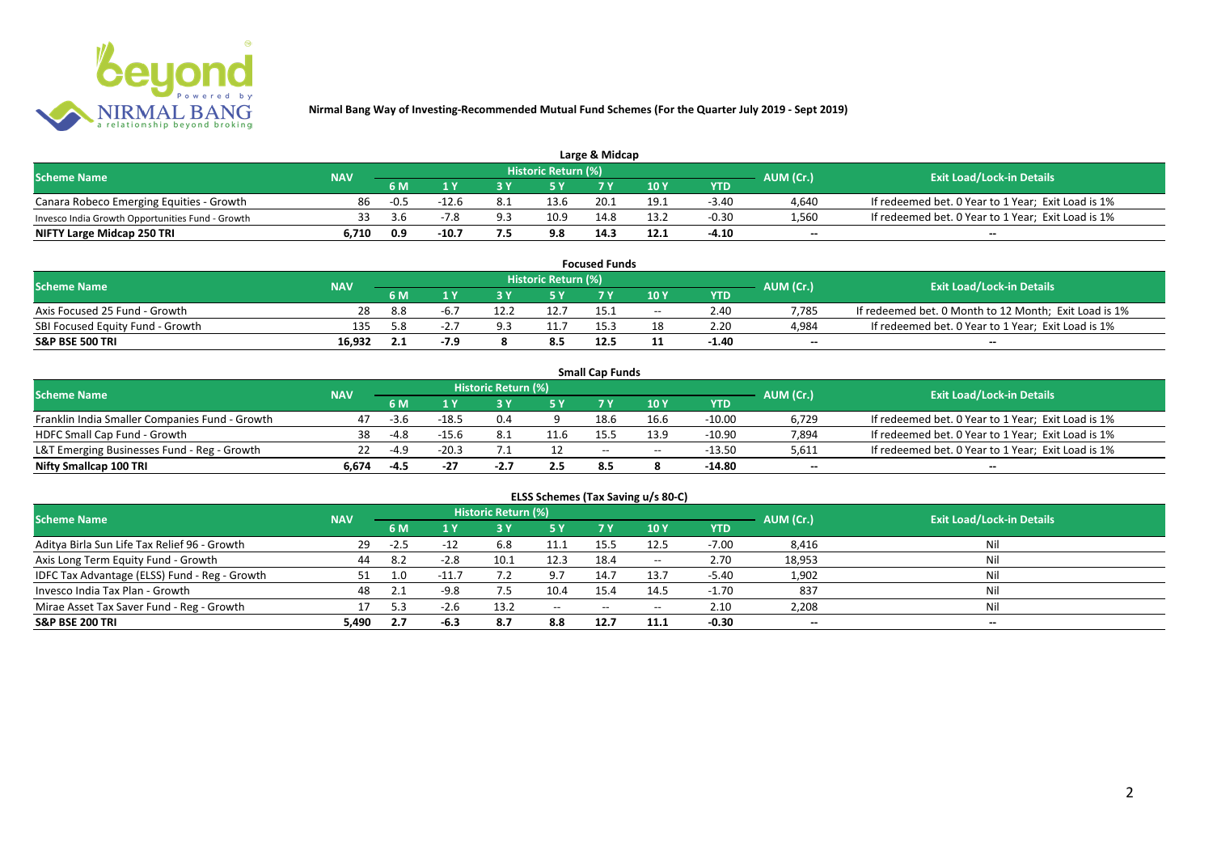**Nirmal Bang Way of Investing-Recommended Mutual Fund Schemes (For the Quarter July 2019 - Sept 2019)**

## Large & Midcap

| Scheme Name | NAV | Historic Return (%) | | | | | | | AUM (Cr.) | Exit Load/Lock-in Details |
|---|---|---|---|---|---|---|---|---|---|---|
| | | 6 M | 1 Y | 3 Y | 5 Y | 7 Y | 10 Y | YTD | | |
| Canara Robeco Emerging Equities - Growth | 86 | -0.5 | -12.6 | 8.1 | 13.6 | 20.1 | 19.1 | -3.40 | 4,640 | If redeemed bet. 0 Year to 1 Year; Exit Load is 1% |
| Invesco India Growth Opportunities Fund - Growth | 33 | 3.6 | -7.8 | 9.3 | 10.9 | 14.8 | 13.2 | -0.30 | 1,560 | If redeemed bet. 0 Year to 1 Year; Exit Load is 1% |
| **NIFTY Large Midcap 250 TRI** | **6,710** | **0.9** | **-10.7** | **7.5** | **9.8** | **14.3** | **12.1** | **-4.10** | **--** | **--** |

## Focused Funds

| Scheme Name | NAV | Historic Return (%) | | | | | | | AUM (Cr.) | Exit Load/Lock-in Details |
|---|---|---|---|---|---|---|---|---|---|---|
| | | 6 M | 1 Y | 3 Y | 5 Y | 7 Y | 10 Y | YTD | | |
| Axis Focused 25 Fund - Growth | 28 | 8.8 | -6.7 | 12.2 | 12.7 | 15.1 | -- | 2.40 | 7,785 | If redeemed bet. 0 Month to 12 Month; Exit Load is 1% |
| SBI Focused Equity Fund - Growth | 135 | 5.8 | -2.7 | 9.3 | 11.7 | 15.3 | 18 | 2.20 | 4,984 | If redeemed bet. 0 Year to 1 Year; Exit Load is 1% |
| **S&P BSE 500 TRI** | **16,932** | **2.1** | **-7.9** | **8** | **8.5** | **12.5** | **11** | **-1.40** | **--** | **--** |

## Small Cap Funds

| Scheme Name | NAV | Historic Return (%) | | | | | | | AUM (Cr.) | Exit Load/Lock-in Details |
|---|---|---|---|---|---|---|---|---|---|---|
| | | 6 M | 1 Y | 3 Y | 5 Y | 7 Y | 10 Y | YTD | | |
| Franklin India Smaller Companies Fund - Growth | 47 | -3.6 | -18.5 | 0.4 | 9 | 18.6 | 16.6 | -10.00 | 6,729 | If redeemed bet. 0 Year to 1 Year; Exit Load is 1% |
| HDFC Small Cap Fund - Growth | 38 | -4.8 | -15.6 | 8.1 | 11.6 | 15.5 | 13.9 | -10.90 | 7,894 | If redeemed bet. 0 Year to 1 Year; Exit Load is 1% |
| L&T Emerging Businesses Fund - Reg - Growth | 22 | -4.9 | -20.3 | 7.1 | 12 | -- | -- | -13.50 | 5,611 | If redeemed bet. 0 Year to 1 Year; Exit Load is 1% |
| **Nifty Smallcap 100 TRI** | **6,674** | **-4.5** | **-27** | **-2.7** | **2.5** | **8.5** | **8** | **-14.80** | **--** | **--** |

## ELSS Schemes (Tax Saving u/s 80-C)

| Scheme Name | NAV | Historic Return (%) | | | | | | | AUM (Cr.) | Exit Load/Lock-in Details |
|---|---|---|---|---|---|---|---|---|---|---|
| | | 6 M | 1 Y | 3 Y | 5 Y | 7 Y | 10 Y | YTD | | |
| Aditya Birla Sun Life Tax Relief 96 - Growth | 29 | -2.5 | -12 | 6.8 | 11.1 | 15.5 | 12.5 | -7.00 | 8,416 | Nil |
| Axis Long Term Equity Fund - Growth | 44 | 8.2 | -2.8 | 10.1 | 12.3 | 18.4 | -- | 2.70 | 18,953 | Nil |
| IDFC Tax Advantage (ELSS) Fund - Reg - Growth | 51 | 1.0 | -11.7 | 7.2 | 9.7 | 14.7 | 13.7 | -5.40 | 1,902 | Nil |
| Invesco India Tax Plan - Growth | 48 | 2.1 | -9.8 | 7.5 | 10.4 | 15.4 | 14.5 | -1.70 | 837 | Nil |
| Mirae Asset Tax Saver Fund - Reg - Growth | 17 | 5.3 | -2.6 | 13.2 | -- | -- | -- | 2.10 | 2,208 | Nil |
| **S&P BSE 200 TRI** | **5,490** | **2.7** | **-6.3** | **8.7** | **8.8** | **12.7** | **11.1** | **-0.30** | **--** | **--** |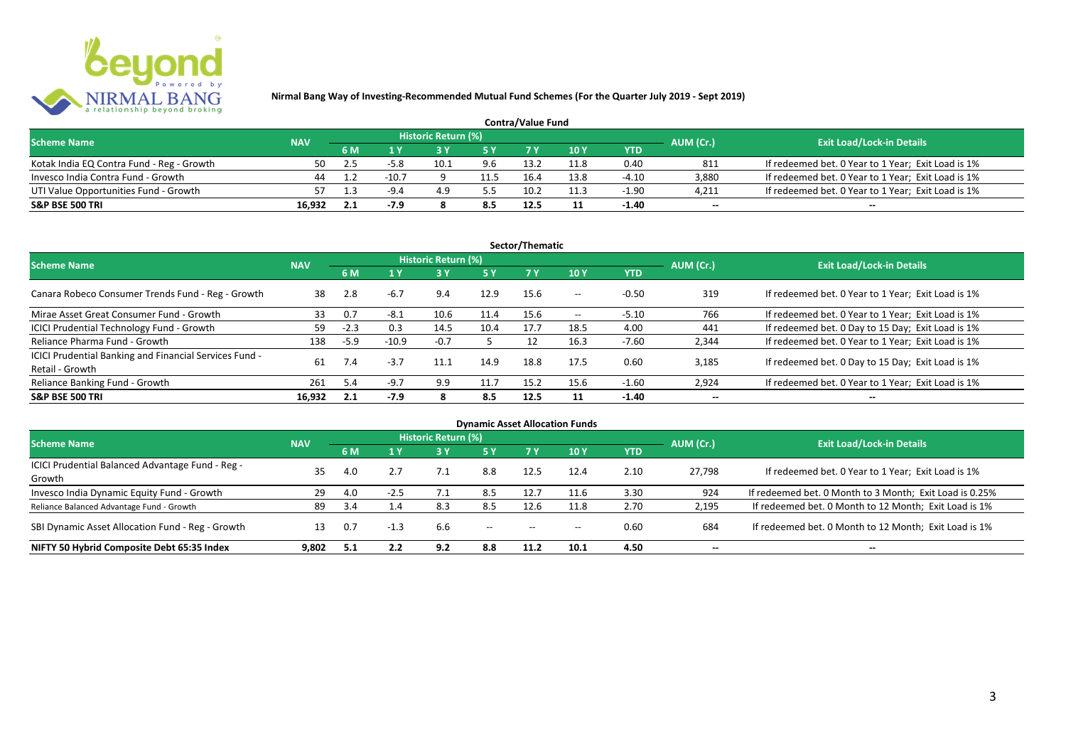**Nirmal Bang Way of Investing-Recommended Mutual Fund Schemes (For the Quarter July 2019 - Sept 2019)**

## Contra/Value Fund

| Scheme Name | NAV | Historic Return (%) | | | | | | | AUM (Cr.) | Exit Load/Lock-in Details |
|---|---|---|---|---|---|---|---|---|---|---|
| | | 6 M | 1 Y | 3 Y | 5 Y | 7 Y | 10 Y | YTD | | |
| Kotak India EQ Contra Fund - Reg - Growth | 50 | 2.5 | -5.8 | 10.1 | 9.6 | 13.2 | 11.8 | 0.40 | 811 | If redeemed bet. 0 Year to 1 Year; Exit Load is 1% |
| Invesco India Contra Fund - Growth | 44 | 1.2 | -10.7 | 9 | 11.5 | 16.4 | 13.8 | -4.10 | 3,880 | If redeemed bet. 0 Year to 1 Year; Exit Load is 1% |
| UTI Value Opportunities Fund - Growth | 57 | 1.3 | -9.4 | 4.9 | 5.5 | 10.2 | 11.3 | -1.90 | 4,211 | If redeemed bet. 0 Year to 1 Year; Exit Load is 1% |
| **S&P BSE 500 TRI** | **16,932** | **2.1** | **-7.9** | **8** | **8.5** | **12.5** | **11** | **-1.40** | **--** | **--** |

## Sector/Thematic

| Scheme Name | NAV | Historic Return (%) | | | | | | | AUM (Cr.) | Exit Load/Lock-in Details |
|---|---|---|---|---|---|---|---|---|---|---|
| | | 6 M | 1 Y | 3 Y | 5 Y | 7 Y | 10 Y | YTD | | |
| Canara Robeco Consumer Trends Fund - Reg - Growth | 38 | 2.8 | -6.7 | 9.4 | 12.9 | 15.6 | -- | -0.50 | 319 | If redeemed bet. 0 Year to 1 Year; Exit Load is 1% |
| Mirae Asset Great Consumer Fund - Growth | 33 | 0.7 | -8.1 | 10.6 | 11.4 | 15.6 | -- | -5.10 | 766 | If redeemed bet. 0 Year to 1 Year; Exit Load is 1% |
| ICICI Prudential Technology Fund - Growth | 59 | -2.3 | 0.3 | 14.5 | 10.4 | 17.7 | 18.5 | 4.00 | 441 | If redeemed bet. 0 Day to 15 Day; Exit Load is 1% |
| Reliance Pharma Fund - Growth | 138 | -5.9 | -10.9 | -0.7 | 5 | 12 | 16.3 | -7.60 | 2,344 | If redeemed bet. 0 Year to 1 Year; Exit Load is 1% |
| ICICI Prudential Banking and Financial Services Fund - Retail - Growth | 61 | 7.4 | -3.7 | 11.1 | 14.9 | 18.8 | 17.5 | 0.60 | 3,185 | If redeemed bet. 0 Day to 15 Day; Exit Load is 1% |
| Reliance Banking Fund - Growth | 261 | 5.4 | -9.7 | 9.9 | 11.7 | 15.2 | 15.6 | -1.60 | 2,924 | If redeemed bet. 0 Year to 1 Year; Exit Load is 1% |
| **S&P BSE 500 TRI** | **16,932** | **2.1** | **-7.9** | **8** | **8.5** | **12.5** | **11** | **-1.40** | **--** | **--** |

## Dynamic Asset Allocation Funds

| Scheme Name | NAV | Historic Return (%) | | | | | | | AUM (Cr.) | Exit Load/Lock-in Details |
|---|---|---|---|---|---|---|---|---|---|---|
| | | 6 M | 1 Y | 3 Y | 5 Y | 7 Y | 10 Y | YTD | | |
| ICICI Prudential Balanced Advantage Fund - Reg - Growth | 35 | 4.0 | 2.7 | 7.1 | 8.8 | 12.5 | 12.4 | 2.10 | 27,798 | If redeemed bet. 0 Year to 1 Year; Exit Load is 1% |
| Invesco India Dynamic Equity Fund - Growth | 29 | 4.0 | -2.5 | 7.1 | 8.5 | 12.7 | 11.6 | 3.30 | 924 | If redeemed bet. 0 Month to 3 Month; Exit Load is 0.25% |
| Reliance Balanced Advantage Fund - Growth | 89 | 3.4 | 1.4 | 8.3 | 8.5 | 12.6 | 11.8 | 2.70 | 2,195 | If redeemed bet. 0 Month to 12 Month; Exit Load is 1% |
| SBI Dynamic Asset Allocation Fund - Reg - Growth | 13 | 0.7 | -1.3 | 6.6 | -- | -- | -- | 0.60 | 684 | If redeemed bet. 0 Month to 12 Month; Exit Load is 1% |
| **NIFTY 50 Hybrid Composite Debt 65:35 Index** | **9,802** | **5.1** | **2.2** | **9.2** | **8.8** | **11.2** | **10.1** | **4.50** | **--** | **--** |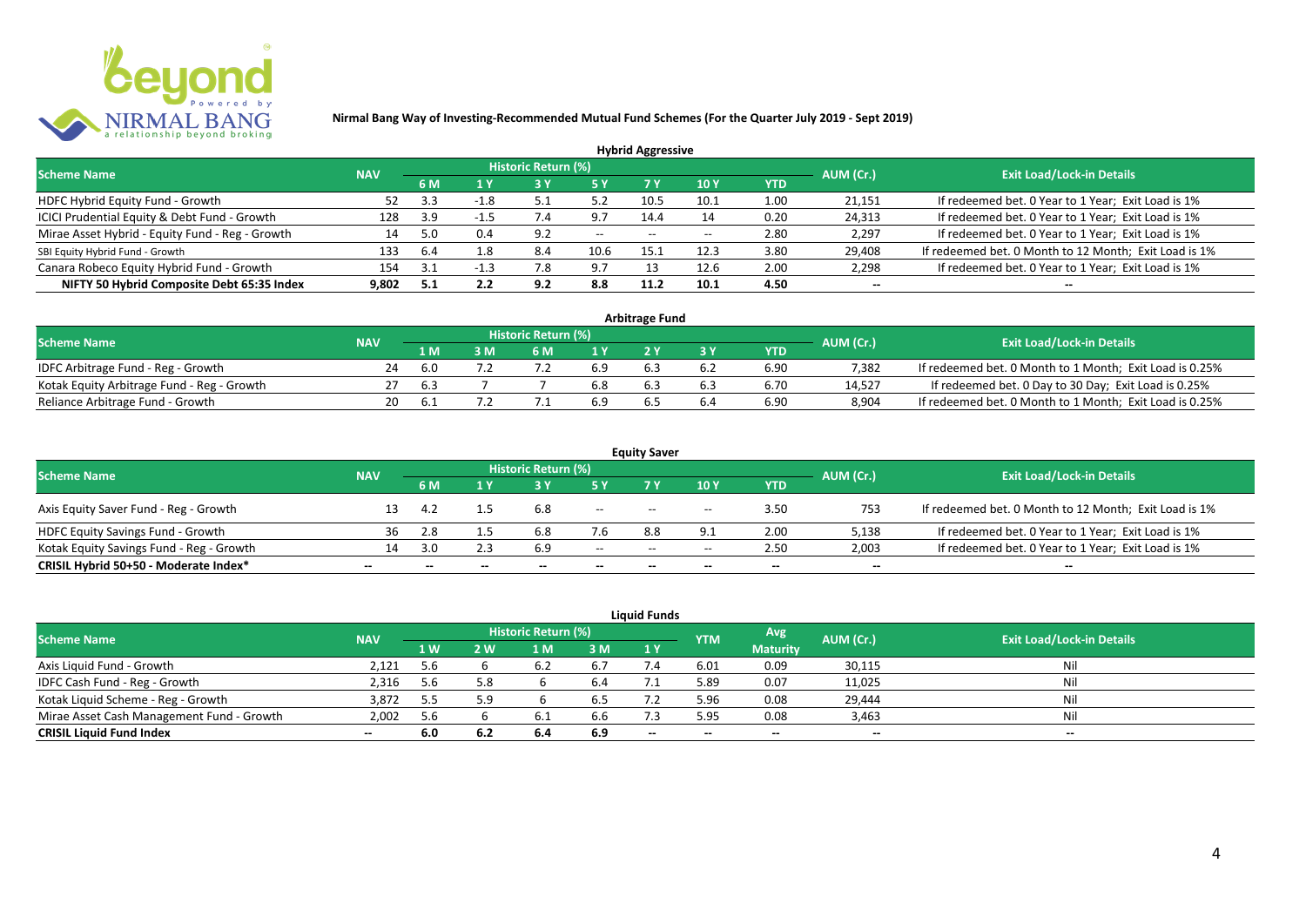**Nirmal Bang Way of Investing-Recommended Mutual Fund Schemes (For the Quarter July 2019 - Sept 2019)**

## Hybrid Aggressive

| Scheme Name | NAV | Historic Return (%) | | | | | | | AUM (Cr.) | Exit Load/Lock-in Details |
|---|---|---|---|---|---|---|---|---|---|---|
| | | 6 M | 1 Y | 3 Y | 5 Y | 7 Y | 10 Y | YTD | | |
| HDFC Hybrid Equity Fund - Growth | 52 | 3.3 | -1.8 | 5.1 | 5.2 | 10.5 | 10.1 | 1.00 | 21,151 | If redeemed bet. 0 Year to 1 Year; Exit Load is 1% |
| ICICI Prudential Equity & Debt Fund - Growth | 128 | 3.9 | -1.5 | 7.4 | 9.7 | 14.4 | 14 | 0.20 | 24,313 | If redeemed bet. 0 Year to 1 Year; Exit Load is 1% |
| Mirae Asset Hybrid - Equity Fund - Reg - Growth | 14 | 5.0 | 0.4 | 9.2 | -- | -- | -- | 2.80 | 2,297 | If redeemed bet. 0 Year to 1 Year; Exit Load is 1% |
| SBI Equity Hybrid Fund - Growth | 133 | 6.4 | 1.8 | 8.4 | 10.6 | 15.1 | 12.3 | 3.80 | 29,408 | If redeemed bet. 0 Month to 12 Month; Exit Load is 1% |
| Canara Robeco Equity Hybrid Fund - Growth | 154 | 3.1 | -1.3 | 7.8 | 9.7 | 13 | 12.6 | 2.00 | 2,298 | If redeemed bet. 0 Year to 1 Year; Exit Load is 1% |
| **NIFTY 50 Hybrid Composite Debt 65:35 Index** | **9,802** | **5.1** | **2.2** | **9.2** | **8.8** | **11.2** | **10.1** | **4.50** | **--** | **--** |

## Arbitrage Fund

| Scheme Name | NAV | Historic Return (%) | | | | | | | AUM (Cr.) | Exit Load/Lock-in Details |
|---|---|---|---|---|---|---|---|---|---|---|
| | | 1 M | 3 M | 6 M | 1 Y | 2 Y | 3 Y | YTD | | |
| IDFC Arbitrage Fund - Reg - Growth | 24 | 6.0 | 7.2 | 7.2 | 6.9 | 6.3 | 6.2 | 6.90 | 7,382 | If redeemed bet. 0 Month to 1 Month; Exit Load is 0.25% |
| Kotak Equity Arbitrage Fund - Reg - Growth | 27 | 6.3 | 7 | 7 | 6.8 | 6.3 | 6.3 | 6.70 | 14,527 | If redeemed bet. 0 Day to 30 Day; Exit Load is 0.25% |
| Reliance Arbitrage Fund - Growth | 20 | 6.1 | 7.2 | 7.1 | 6.9 | 6.5 | 6.4 | 6.90 | 8,904 | If redeemed bet. 0 Month to 1 Month; Exit Load is 0.25% |

## Equity Saver

| Scheme Name | NAV | Historic Return (%) | | | | | | | AUM (Cr.) | Exit Load/Lock-in Details |
|---|---|---|---|---|---|---|---|---|---|---|
| | | 6 M | 1 Y | 3 Y | 5 Y | 7 Y | 10 Y | YTD | | |
| Axis Equity Saver Fund - Reg - Growth | 13 | 4.2 | 1.5 | 6.8 | -- | -- | -- | 3.50 | 753 | If redeemed bet. 0 Month to 12 Month; Exit Load is 1% |
| HDFC Equity Savings Fund - Growth | 36 | 2.8 | 1.5 | 6.8 | 7.6 | 8.8 | 9.1 | 2.00 | 5,138 | If redeemed bet. 0 Year to 1 Year; Exit Load is 1% |
| Kotak Equity Savings Fund - Reg - Growth | 14 | 3.0 | 2.3 | 6.9 | -- | -- | -- | 2.50 | 2,003 | If redeemed bet. 0 Year to 1 Year; Exit Load is 1% |
| **CRISIL Hybrid 50+50 - Moderate Index*** | **--** | **--** | **--** | **--** | **--** | **--** | **--** | **--** | **--** | **--** |

## Liquid Funds

| Scheme Name | NAV | Historic Return (%) | | | | | YTM | Avg Maturity | AUM (Cr.) | Exit Load/Lock-in Details |
|---|---|---|---|---|---|---|---|---|---|---|
| | | 1 W | 2 W | 1 M | 3 M | 1 Y | | | | |
| Axis Liquid Fund - Growth | 2,121 | 5.6 | 6 | 6.2 | 6.7 | 7.4 | 6.01 | 0.09 | 30,115 | Nil |
| IDFC Cash Fund - Reg - Growth | 2,316 | 5.6 | 5.8 | 6 | 6.4 | 7.1 | 5.89 | 0.07 | 11,025 | Nil |
| Kotak Liquid Scheme - Reg - Growth | 3,872 | 5.5 | 5.9 | 6 | 6.5 | 7.2 | 5.96 | 0.08 | 29,444 | Nil |
| Mirae Asset Cash Management Fund - Growth | 2,002 | 5.6 | 6 | 6.1 | 6.6 | 7.3 | 5.95 | 0.08 | 3,463 | Nil |
| **CRISIL Liquid Fund Index** | **--** | **6.0** | **6.2** | **6.4** | **6.9** | **--** | **--** | **--** | **--** | **--** |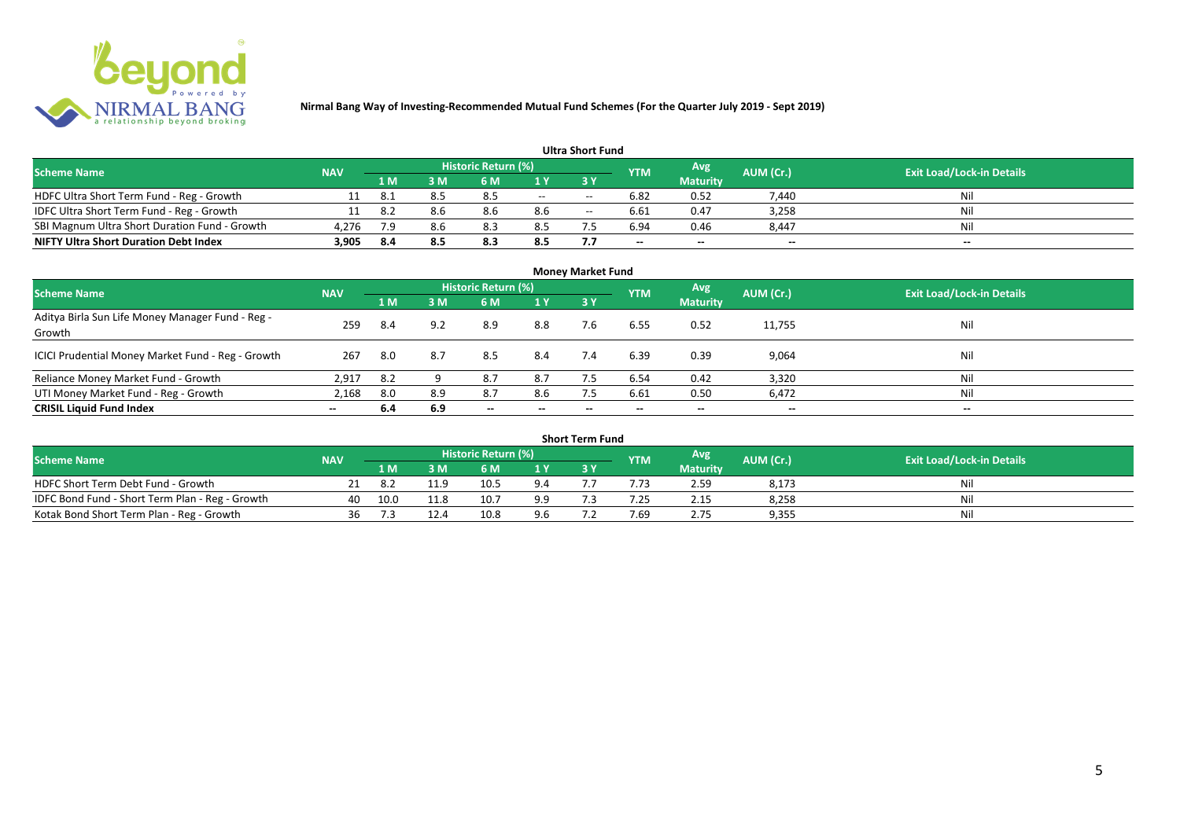**Nirmal Bang Way of Investing-Recommended Mutual Fund Schemes (For the Quarter July 2019 - Sept 2019)**

### Ultra Short Fund

| Scheme Name | NAV | Historic Return (%) | | | | | YTM | Avg Maturity | AUM (Cr.) | Exit Load/Lock-in Details |
|---|---|---|---|---|---|---|---|---|---|---|
| | | 1 M | 3 M | 6 M | 1 Y | 3 Y | | | | |
| HDFC Ultra Short Term Fund - Reg - Growth | 11 | 8.1 | 8.5 | 8.5 | -- | -- | 6.82 | 0.52 | 7,440 | Nil |
| IDFC Ultra Short Term Fund - Reg - Growth | 11 | 8.2 | 8.6 | 8.6 | 8.6 | -- | 6.61 | 0.47 | 3,258 | Nil |
| SBI Magnum Ultra Short Duration Fund - Growth | 4,276 | 7.9 | 8.6 | 8.3 | 8.5 | 7.5 | 6.94 | 0.46 | 8,447 | Nil |
| **NIFTY Ultra Short Duration Debt Index** | **3,905** | **8.4** | **8.5** | **8.3** | **8.5** | **7.7** | **--** | **--** | **--** | **--** |

### Money Market Fund

| Scheme Name | NAV | Historic Return (%) | | | | | YTM | Avg Maturity | AUM (Cr.) | Exit Load/Lock-in Details |
|---|---|---|---|---|---|---|---|---|---|---|
| | | 1 M | 3 M | 6 M | 1 Y | 3 Y | | | | |
| Aditya Birla Sun Life Money Manager Fund - Reg - Growth | 259 | 8.4 | 9.2 | 8.9 | 8.8 | 7.6 | 6.55 | 0.52 | 11,755 | Nil |
| ICICI Prudential Money Market Fund - Reg - Growth | 267 | 8.0 | 8.7 | 8.5 | 8.4 | 7.4 | 6.39 | 0.39 | 9,064 | Nil |
| Reliance Money Market Fund - Growth | 2,917 | 8.2 | 9 | 8.7 | 8.7 | 7.5 | 6.54 | 0.42 | 3,320 | Nil |
| UTI Money Market Fund - Reg - Growth | 2,168 | 8.0 | 8.9 | 8.7 | 8.6 | 7.5 | 6.61 | 0.50 | 6,472 | Nil |
| **CRISIL Liquid Fund Index** | **--** | **6.4** | **6.9** | **--** | **--** | **--** | **--** | **--** | **--** | **--** |

### Short Term Fund

| Scheme Name | NAV | Historic Return (%) | | | | | YTM | Avg Maturity | AUM (Cr.) | Exit Load/Lock-in Details |
|---|---|---|---|---|---|---|---|---|---|---|
| | | 1 M | 3 M | 6 M | 1 Y | 3 Y | | | | |
| HDFC Short Term Debt Fund - Growth | 21 | 8.2 | 11.9 | 10.5 | 9.4 | 7.7 | 7.73 | 2.59 | 8,173 | Nil |
| IDFC Bond Fund - Short Term Plan - Reg - Growth | 40 | 10.0 | 11.8 | 10.7 | 9.9 | 7.3 | 7.25 | 2.15 | 8,258 | Nil |
| Kotak Bond Short Term Plan - Reg - Growth | 36 | 7.3 | 12.4 | 10.8 | 9.6 | 7.2 | 7.69 | 2.75 | 9,355 | Nil |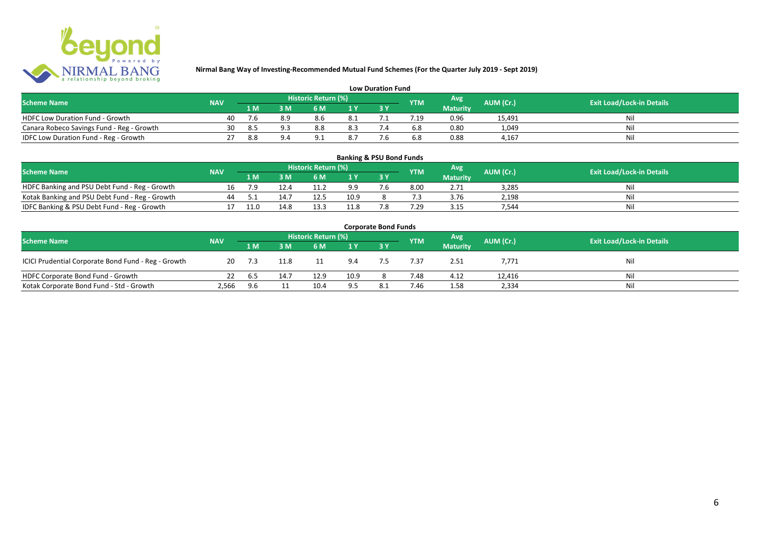**Nirmal Bang Way of Investing-Recommended Mutual Fund Schemes (For the Quarter July 2019 - Sept 2019)**

## Low Duration Fund

| Scheme Name | NAV | Historic Return (%) | | | | | YTM | Avg Maturity | AUM (Cr.) | Exit Load/Lock-in Details |
|---|---|---|---|---|---|---|---|---|---|---|
| | | 1 M | 3 M | 6 M | 1 Y | 3 Y | | | | |
| HDFC Low Duration Fund - Growth | 40 | 7.6 | 8.9 | 8.6 | 8.1 | 7.1 | 7.19 | 0.96 | 15,491 | Nil |
| Canara Robeco Savings Fund - Reg - Growth | 30 | 8.5 | 9.3 | 8.8 | 8.3 | 7.4 | 6.8 | 0.80 | 1,049 | Nil |
| IDFC Low Duration Fund - Reg - Growth | 27 | 8.8 | 9.4 | 9.1 | 8.7 | 7.6 | 6.8 | 0.88 | 4,167 | Nil |

## Banking & PSU Bond Funds

| Scheme Name | NAV | Historic Return (%) | | | | | YTM | Avg Maturity | AUM (Cr.) | Exit Load/Lock-in Details |
|---|---|---|---|---|---|---|---|---|---|---|
| | | 1 M | 3 M | 6 M | 1 Y | 3 Y | | | | |
| HDFC Banking and PSU Debt Fund - Reg - Growth | 16 | 7.9 | 12.4 | 11.2 | 9.9 | 7.6 | 8.00 | 2.71 | 3,285 | Nil |
| Kotak Banking and PSU Debt Fund - Reg - Growth | 44 | 5.1 | 14.7 | 12.5 | 10.9 | 8 | 7.3 | 3.76 | 2,198 | Nil |
| IDFC Banking & PSU Debt Fund - Reg - Growth | 17 | 11.0 | 14.8 | 13.3 | 11.8 | 7.8 | 7.29 | 3.15 | 7,544 | Nil |

## Corporate Bond Funds

| Scheme Name | NAV | Historic Return (%) | | | | | YTM | Avg Maturity | AUM (Cr.) | Exit Load/Lock-in Details |
|---|---|---|---|---|---|---|---|---|---|---|
| | | 1 M | 3 M | 6 M | 1 Y | 3 Y | | | | |
| ICICI Prudential Corporate Bond Fund - Reg - Growth | 20 | 7.3 | 11.8 | 11 | 9.4 | 7.5 | 7.37 | 2.51 | 7,771 | Nil |
| HDFC Corporate Bond Fund - Growth | 22 | 6.5 | 14.7 | 12.9 | 10.9 | 8 | 7.48 | 4.12 | 12,416 | Nil |
| Kotak Corporate Bond Fund - Std - Growth | 2,566 | 9.6 | 11 | 10.4 | 9.5 | 8.1 | 7.46 | 1.58 | 2,334 | Nil |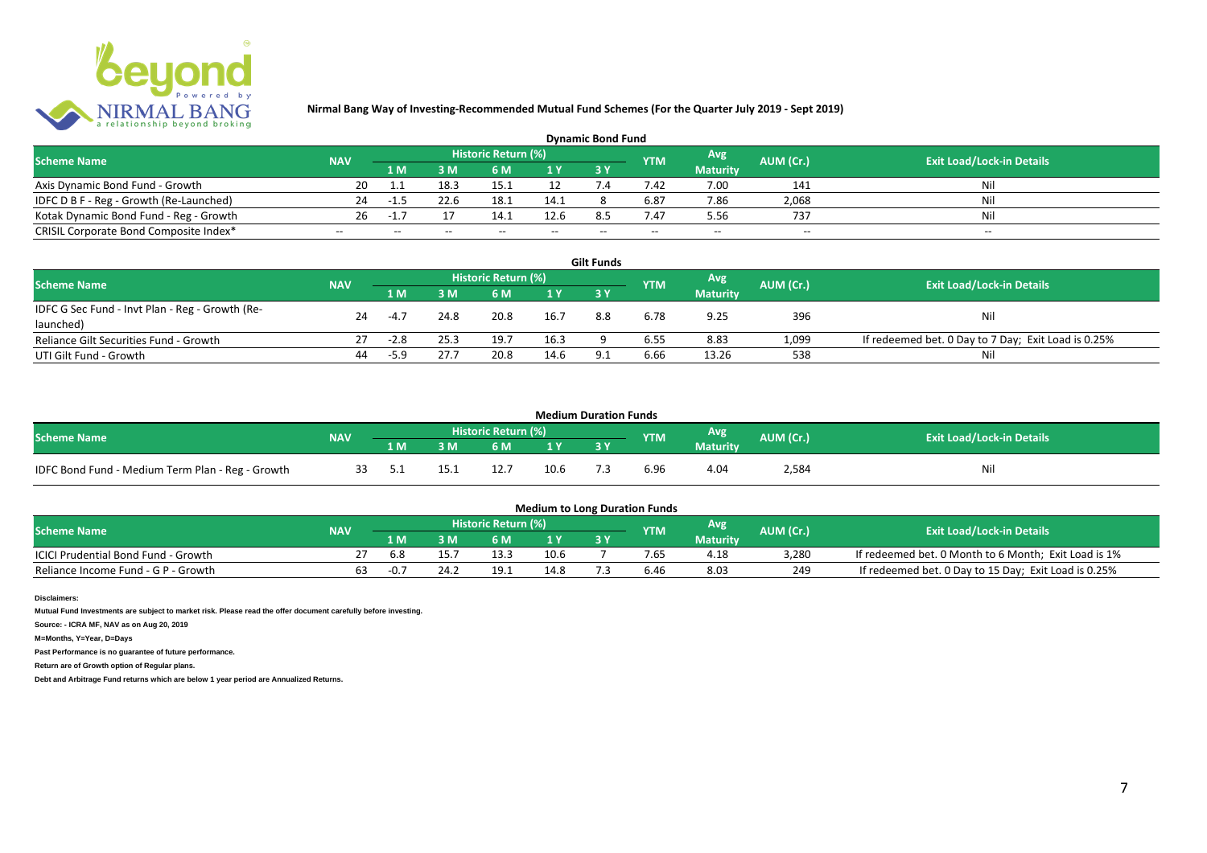**Nirmal Bang Way of Investing-Recommended Mutual Fund Schemes (For the Quarter July 2019 - Sept 2019)**

### Dynamic Bond Fund

| Scheme Name | NAV | Historic Return (%) | | | | | YTM | Avg Maturity | AUM (Cr.) | Exit Load/Lock-in Details |
|---|---|---|---|---|---|---|---|---|---|---|
| | | 1 M | 3 M | 6 M | 1 Y | 3 Y | | | | |
| Axis Dynamic Bond Fund - Growth | 20 | 1.1 | 18.3 | 15.1 | 12 | 7.4 | 7.42 | 7.00 | 141 | Nil |
| IDFC D B F - Reg - Growth (Re-Launched) | 24 | -1.5 | 22.6 | 18.1 | 14.1 | 8 | 6.87 | 7.86 | 2,068 | Nil |
| Kotak Dynamic Bond Fund - Reg - Growth | 26 | -1.7 | 17 | 14.1 | 12.6 | 8.5 | 7.47 | 5.56 | 737 | Nil |
| CRISIL Corporate Bond Composite Index* | -- | -- | -- | -- | -- | -- | -- | -- | -- | -- |

### Gilt Funds

| Scheme Name | NAV | Historic Return (%) | | | | | YTM | Avg Maturity | AUM (Cr.) | Exit Load/Lock-in Details |
|---|---|---|---|---|---|---|---|---|---|---|
| | | 1 M | 3 M | 6 M | 1 Y | 3 Y | | | | |
| IDFC G Sec Fund - Invt Plan - Reg - Growth (Re-launched) | 24 | -4.7 | 24.8 | 20.8 | 16.7 | 8.8 | 6.78 | 9.25 | 396 | Nil |
| Reliance Gilt Securities Fund - Growth | 27 | -2.8 | 25.3 | 19.7 | 16.3 | 9 | 6.55 | 8.83 | 1,099 | If redeemed bet. 0 Day to 7 Day; Exit Load is 0.25% |
| UTI Gilt Fund - Growth | 44 | -5.9 | 27.7 | 20.8 | 14.6 | 9.1 | 6.66 | 13.26 | 538 | Nil |

### Medium Duration Funds

| Scheme Name | NAV | Historic Return (%) | | | | | YTM | Avg Maturity | AUM (Cr.) | Exit Load/Lock-in Details |
|---|---|---|---|---|---|---|---|---|---|---|
| | | 1 M | 3 M | 6 M | 1 Y | 3 Y | | | | |
| IDFC Bond Fund - Medium Term Plan - Reg - Growth | 33 | 5.1 | 15.1 | 12.7 | 10.6 | 7.3 | 6.96 | 4.04 | 2,584 | Nil |

### Medium to Long Duration Funds

| Scheme Name | NAV | Historic Return (%) | | | | | YTM | Avg Maturity | AUM (Cr.) | Exit Load/Lock-in Details |
|---|---|---|---|---|---|---|---|---|---|---|
| | | 1 M | 3 M | 6 M | 1 Y | 3 Y | | | | |
| ICICI Prudential Bond Fund - Growth | 27 | 6.8 | 15.7 | 13.3 | 10.6 | 7 | 7.65 | 4.18 | 3,280 | If redeemed bet. 0 Month to 6 Month; Exit Load is 1% |
| Reliance Income Fund - G P - Growth | 63 | -0.7 | 24.2 | 19.1 | 14.8 | 7.3 | 6.46 | 8.03 | 249 | If redeemed bet. 0 Day to 15 Day; Exit Load is 0.25% |

**Disclaimers:**

**Mutual Fund Investments are subject to market risk. Please read the offer document carefully before investing.**

**Source: - ICRA MF, NAV as on Aug 20, 2019**

**M=Months, Y=Year, D=Days**

**Past Performance is no guarantee of future performance.**

**Return are of Growth option of Regular plans.**

**Debt and Arbitrage Fund returns which are below 1 year period are Annualized Returns.**